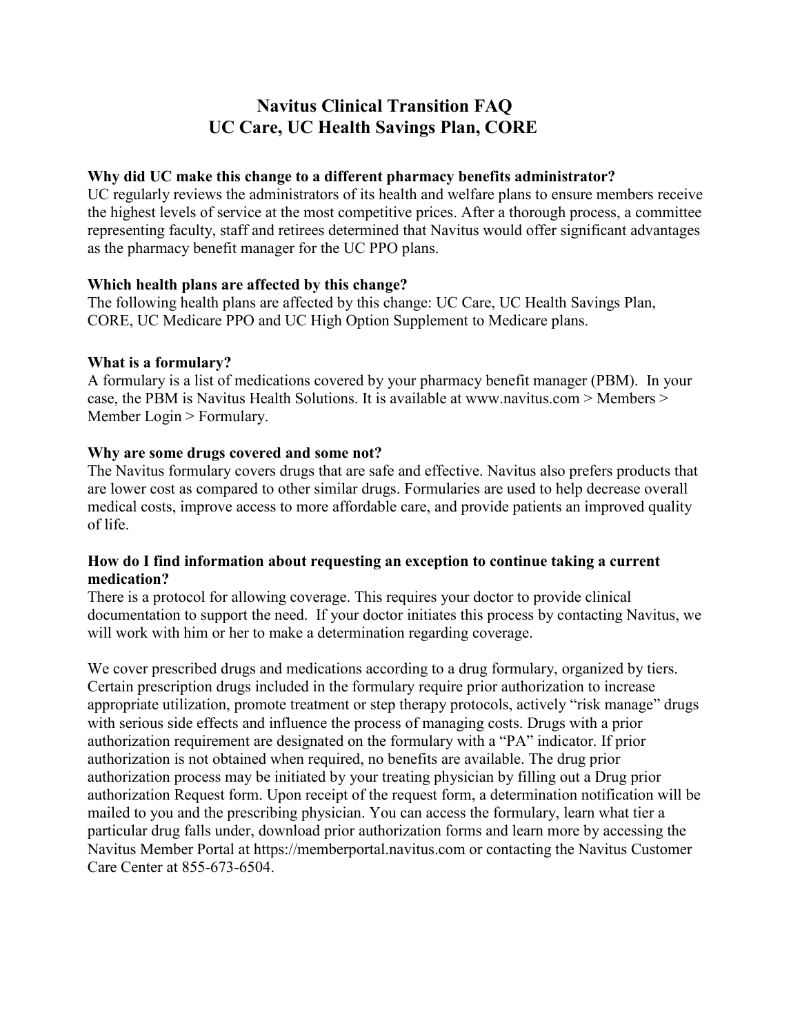# Navitus Clinical Transition FAQ
# UC Care, UC Health Savings Plan, CORE

### Why did UC make this change to a different pharmacy benefits administrator?

UC regularly reviews the administrators of its health and welfare plans to ensure members receive the highest levels of service at the most competitive prices. After a thorough process, a committee representing faculty, staff and retirees determined that Navitus would offer significant advantages as the pharmacy benefit manager for the UC PPO plans.

### Which health plans are affected by this change?

The following health plans are affected by this change: UC Care, UC Health Savings Plan, CORE, UC Medicare PPO and UC High Option Supplement to Medicare plans.

### What is a formulary?

A formulary is a list of medications covered by your pharmacy benefit manager (PBM). In your case, the PBM is Navitus Health Solutions. It is available at www.navitus.com > Members > Member Login > Formulary.

### Why are some drugs covered and some not?

The Navitus formulary covers drugs that are safe and effective. Navitus also prefers products that are lower cost as compared to other similar drugs. Formularies are used to help decrease overall medical costs, improve access to more affordable care, and provide patients an improved quality of life.

### How do I find information about requesting an exception to continue taking a current medication?

There is a protocol for allowing coverage. This requires your doctor to provide clinical documentation to support the need. If your doctor initiates this process by contacting Navitus, we will work with him or her to make a determination regarding coverage.

We cover prescribed drugs and medications according to a drug formulary, organized by tiers. Certain prescription drugs included in the formulary require prior authorization to increase appropriate utilization, promote treatment or step therapy protocols, actively "risk manage" drugs with serious side effects and influence the process of managing costs. Drugs with a prior authorization requirement are designated on the formulary with a "PA" indicator. If prior authorization is not obtained when required, no benefits are available. The drug prior authorization process may be initiated by your treating physician by filling out a Drug prior authorization Request form. Upon receipt of the request form, a determination notification will be mailed to you and the prescribing physician. You can access the formulary, learn what tier a particular drug falls under, download prior authorization forms and learn more by accessing the Navitus Member Portal at https://memberportal.navitus.com or contacting the Navitus Customer Care Center at 855-673-6504.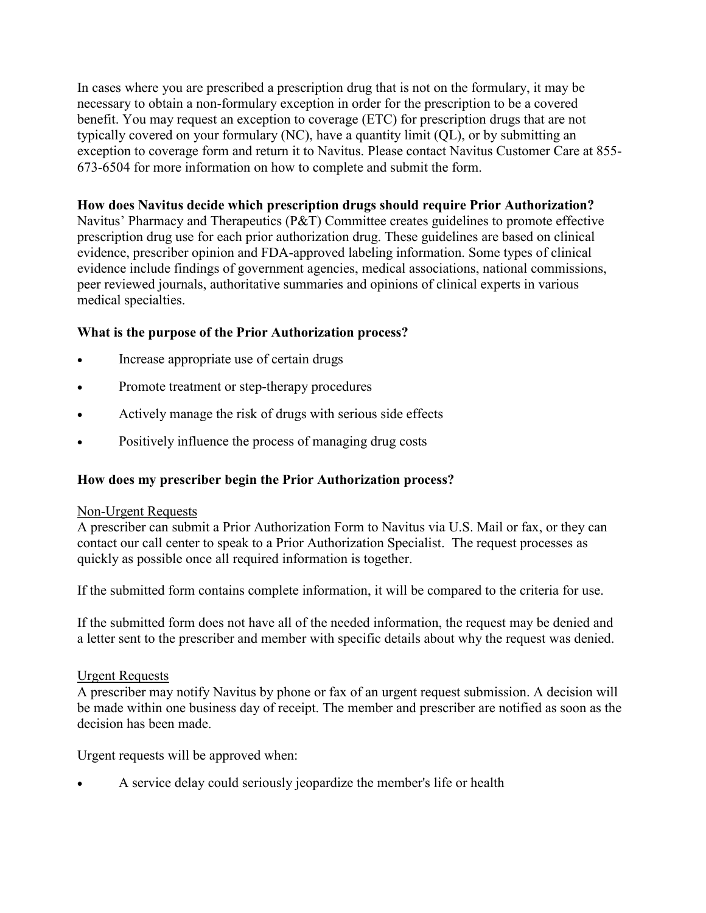In cases where you are prescribed a prescription drug that is not on the formulary, it may be necessary to obtain a non-formulary exception in order for the prescription to be a covered benefit. You may request an exception to coverage (ETC) for prescription drugs that are not typically covered on your formulary (NC), have a quantity limit (QL), or by submitting an exception to coverage form and return it to Navitus. Please contact Navitus Customer Care at 855-673-6504 for more information on how to complete and submit the form.

**How does Navitus decide which prescription drugs should require Prior Authorization?**

Navitus' Pharmacy and Therapeutics (P&T) Committee creates guidelines to promote effective prescription drug use for each prior authorization drug. These guidelines are based on clinical evidence, prescriber opinion and FDA-approved labeling information. Some types of clinical evidence include findings of government agencies, medical associations, national commissions, peer reviewed journals, authoritative summaries and opinions of clinical experts in various medical specialties.

**What is the purpose of the Prior Authorization process?**

- Increase appropriate use of certain drugs
- Promote treatment or step-therapy procedures
- Actively manage the risk of drugs with serious side effects
- Positively influence the process of managing drug costs

**How does my prescriber begin the Prior Authorization process?**

Non-Urgent Requests

A prescriber can submit a Prior Authorization Form to Navitus via U.S. Mail or fax, or they can contact our call center to speak to a Prior Authorization Specialist. The request processes as quickly as possible once all required information is together.

If the submitted form contains complete information, it will be compared to the criteria for use.

If the submitted form does not have all of the needed information, the request may be denied and a letter sent to the prescriber and member with specific details about why the request was denied.

Urgent Requests

A prescriber may notify Navitus by phone or fax of an urgent request submission. A decision will be made within one business day of receipt. The member and prescriber are notified as soon as the decision has been made.

Urgent requests will be approved when:

- A service delay could seriously jeopardize the member's life or health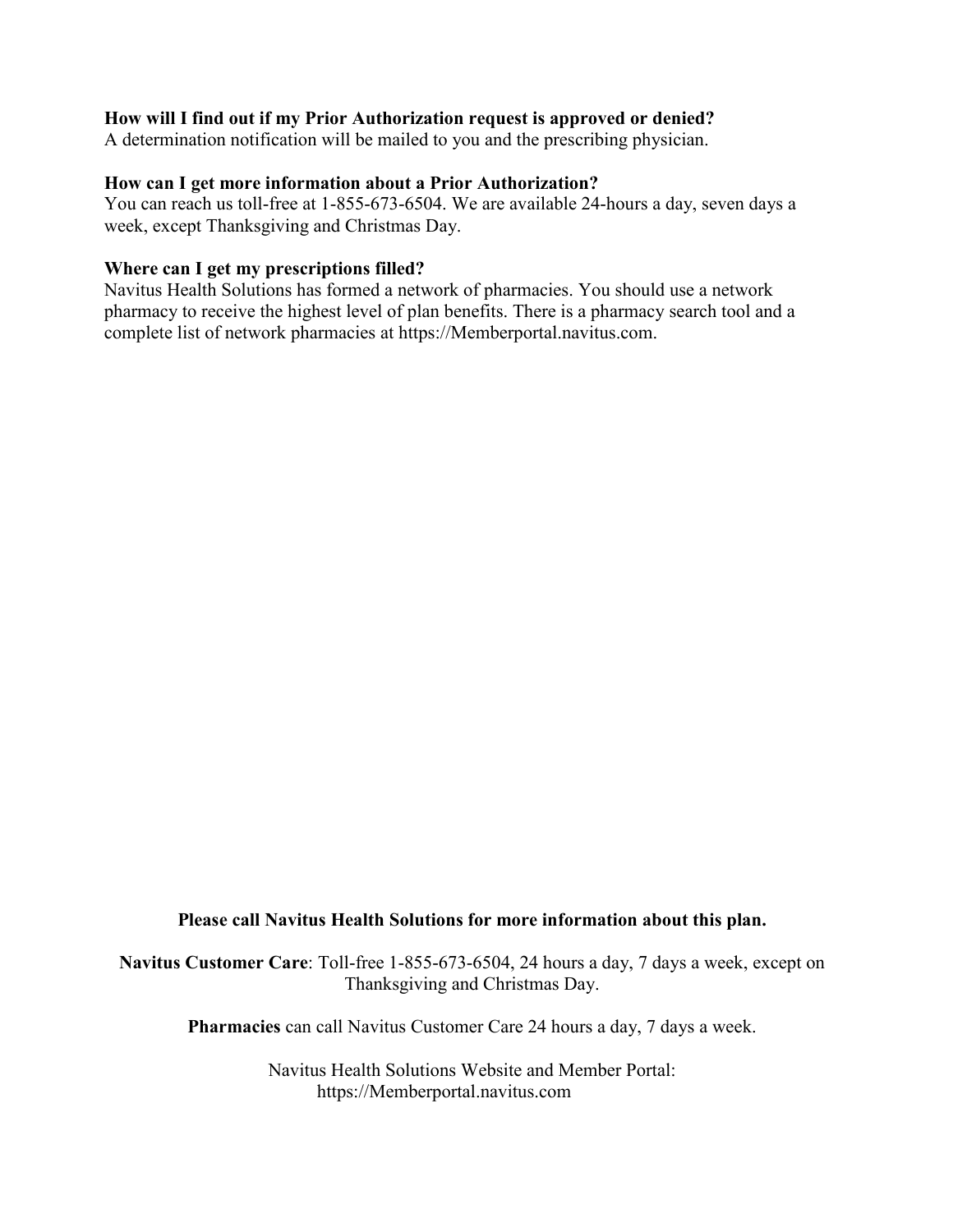**How will I find out if my Prior Authorization request is approved or denied?**
A determination notification will be mailed to you and the prescribing physician.

**How can I get more information about a Prior Authorization?**
You can reach us toll-free at 1-855-673-6504. We are available 24-hours a day, seven days a week, except Thanksgiving and Christmas Day.

**Where can I get my prescriptions filled?**
Navitus Health Solutions has formed a network of pharmacies. You should use a network pharmacy to receive the highest level of plan benefits. There is a pharmacy search tool and a complete list of network pharmacies at https://Memberportal.navitus.com.

**Please call Navitus Health Solutions for more information about this plan.**

**Navitus Customer Care**: Toll-free 1-855-673-6504, 24 hours a day, 7 days a week, except on Thanksgiving and Christmas Day.

**Pharmacies** can call Navitus Customer Care 24 hours a day, 7 days a week.

Navitus Health Solutions Website and Member Portal:
https://Memberportal.navitus.com